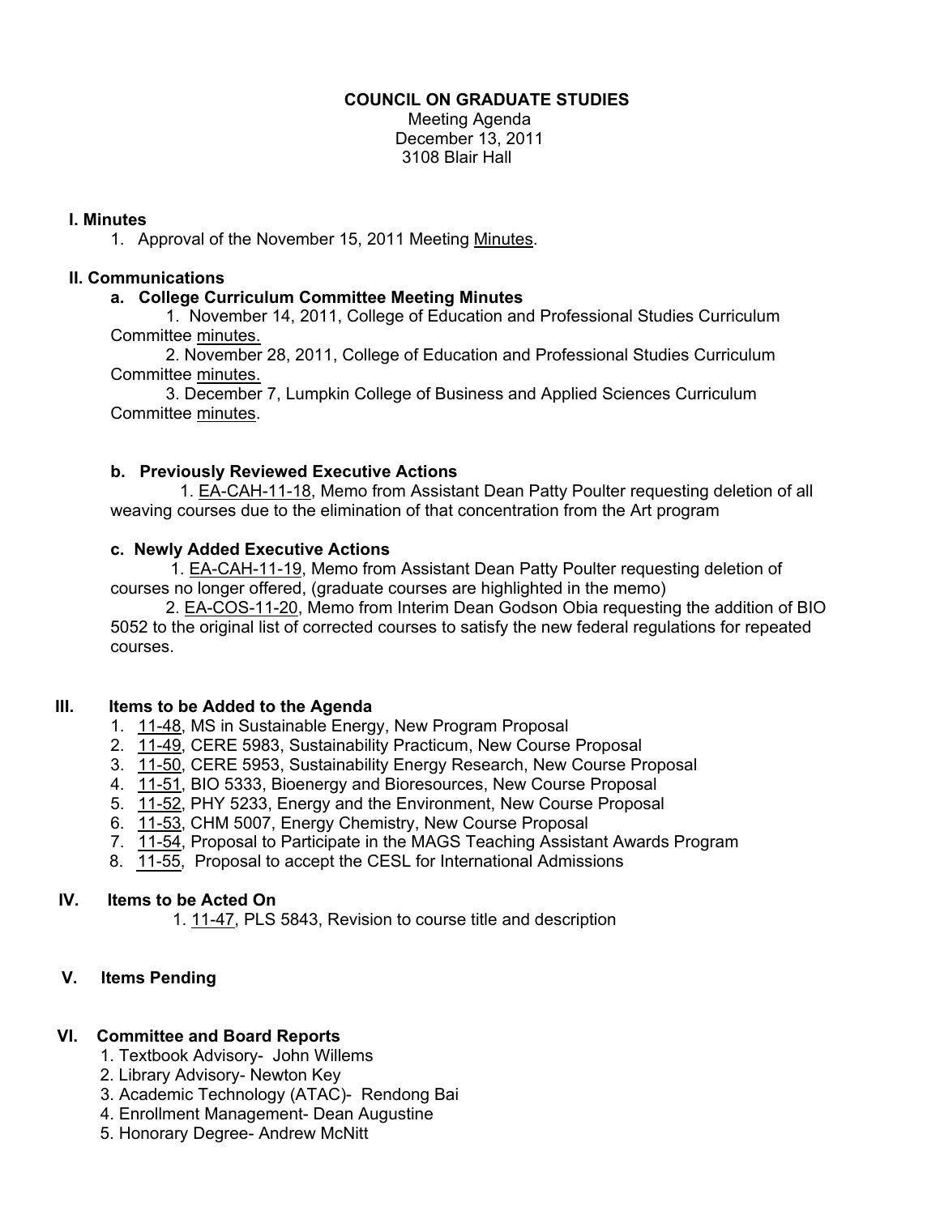**COUNCIL ON GRADUATE STUDIES**

Meeting Agenda
December 13, 2011
3108 Blair Hall

## I. Minutes

1. Approval of the November 15, 2011 Meeting Minutes.

## II. Communications

### a. College Curriculum Committee Meeting Minutes

1. November 14, 2011, College of Education and Professional Studies Curriculum Committee minutes.
2. November 28, 2011, College of Education and Professional Studies Curriculum Committee minutes.
3. December 7, Lumpkin College of Business and Applied Sciences Curriculum Committee minutes.

### b. Previously Reviewed Executive Actions

1. EA-CAH-11-18, Memo from Assistant Dean Patty Poulter requesting deletion of all weaving courses due to the elimination of that concentration from the Art program

### c. Newly Added Executive Actions

1. EA-CAH-11-19, Memo from Assistant Dean Patty Poulter requesting deletion of courses no longer offered, (graduate courses are highlighted in the memo)
2. EA-COS-11-20, Memo from Interim Dean Godson Obia requesting the addition of BIO 5052 to the original list of corrected courses to satisfy the new federal regulations for repeated courses.

## III. Items to be Added to the Agenda

1. 11-48, MS in Sustainable Energy, New Program Proposal
2. 11-49, CERE 5983, Sustainability Practicum, New Course Proposal
3. 11-50, CERE 5953, Sustainability Energy Research, New Course Proposal
4. 11-51, BIO 5333, Bioenergy and Bioresources, New Course Proposal
5. 11-52, PHY 5233, Energy and the Environment, New Course Proposal
6. 11-53, CHM 5007, Energy Chemistry, New Course Proposal
7. 11-54, Proposal to Participate in the MAGS Teaching Assistant Awards Program
8. 11-55, Proposal to accept the CESL for International Admissions

## IV. Items to be Acted On

1. 11-47, PLS 5843, Revision to course title and description

## V. Items Pending

## VI. Committee and Board Reports

1. Textbook Advisory- John Willems
2. Library Advisory- Newton Key
3. Academic Technology (ATAC)- Rendong Bai
4. Enrollment Management- Dean Augustine
5. Honorary Degree- Andrew McNitt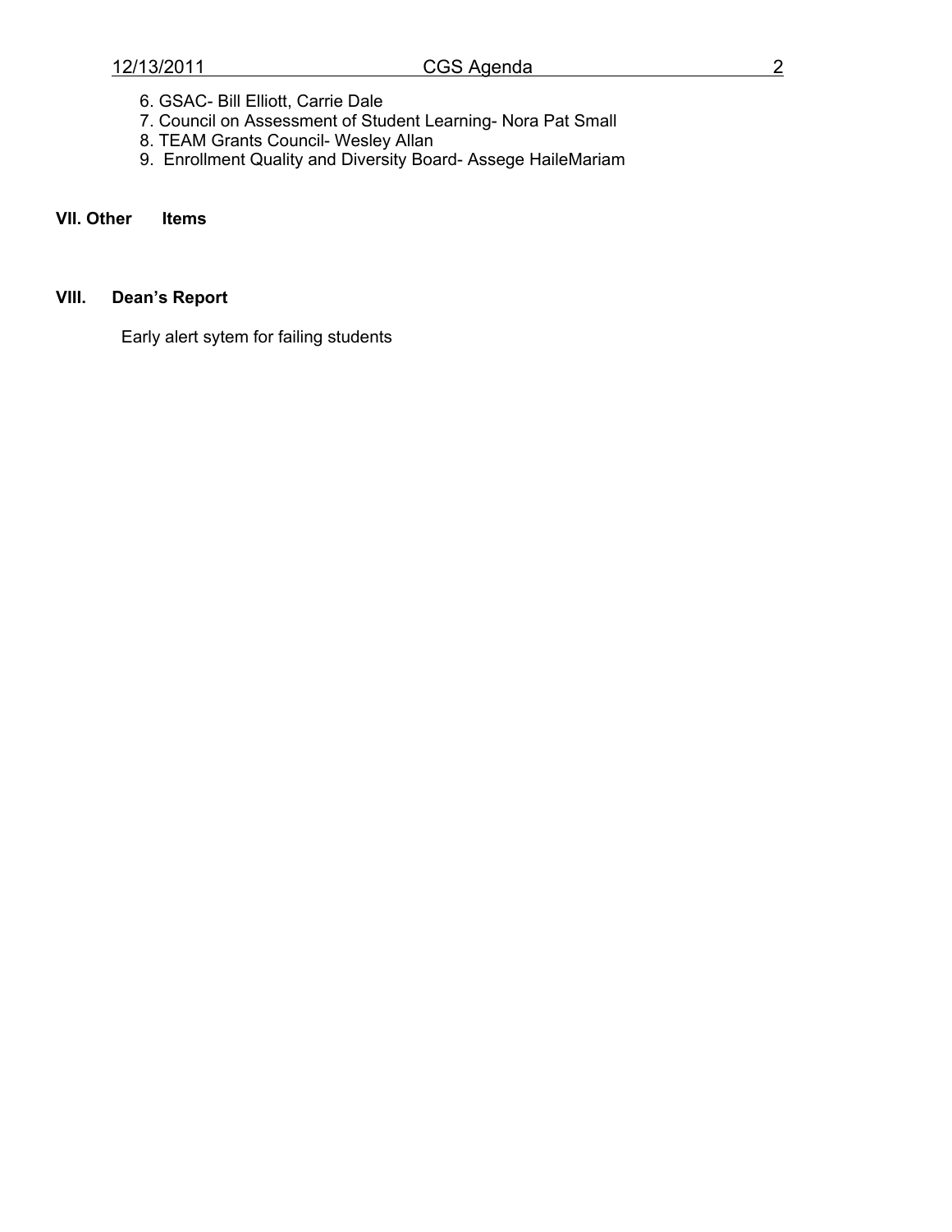6. GSAC- Bill Elliott, Carrie Dale
7. Council on Assessment of Student Learning- Nora Pat Small
8. TEAM Grants Council- Wesley Allan
9. Enrollment Quality and Diversity Board- Assege HaileMariam

**VII. Other Items**

**VIII. Dean's Report**

Early alert sytem for failing students